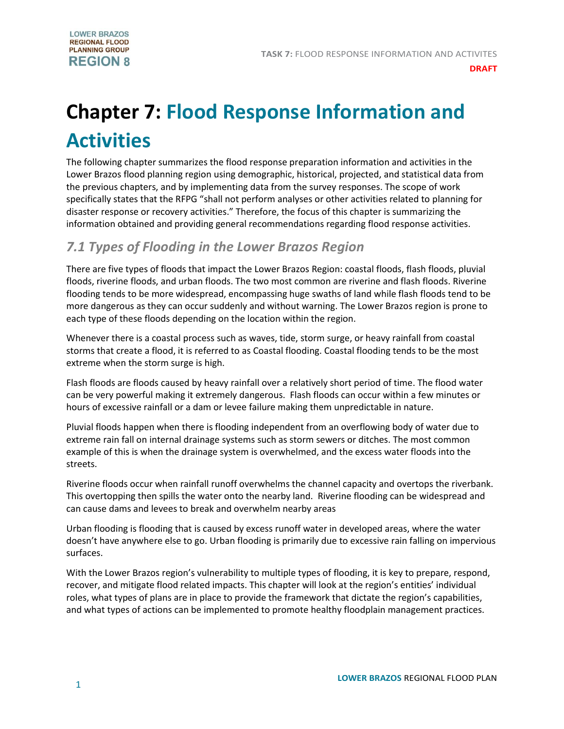# Chapter 7: Flood Response Information and Activities

The following chapter summarizes the flood response preparation information and activities in the Lower Brazos flood planning region using demographic, historical, projected, and statistical data from the previous chapters, and by implementing data from the survey responses. The scope of work specifically states that the RFPG "shall not perform analyses or other activities related to planning for disaster response or recovery activities." Therefore, the focus of this chapter is summarizing the information obtained and providing general recommendations regarding flood response activities.

## *7.1 Types of Flooding in the Lower Brazos Region*

There are five types of floods that impact the Lower Brazos Region: coastal floods, flash floods, pluvial floods, riverine floods, and urban floods. The two most common are riverine and flash floods. Riverine flooding tends to be more widespread, encompassing huge swaths of land while flash floods tend to be more dangerous as they can occur suddenly and without warning. The Lower Brazos region is prone to each type of these floods depending on the location within the region.

Whenever there is a coastal process such as waves, tide, storm surge, or heavy rainfall from coastal storms that create a flood, it is referred to as Coastal flooding. Coastal flooding tends to be the most extreme when the storm surge is high.

Flash floods are floods caused by heavy rainfall over a relatively short period of time. The flood water can be very powerful making it extremely dangerous. Flash floods can occur within a few minutes or hours of excessive rainfall or a dam or levee failure making them unpredictable in nature.

Pluvial floods happen when there is flooding independent from an overflowing body of water due to extreme rain fall on internal drainage systems such as storm sewers or ditches. The most common example of this is when the drainage system is overwhelmed, and the excess water floods into the streets.

Riverine floods occur when rainfall runoff overwhelms the channel capacity and overtops the riverbank. This overtopping then spills the water onto the nearby land. Riverine flooding can be widespread and can cause dams and levees to break and overwhelm nearby areas

Urban flooding is flooding that is caused by excess runoff water in developed areas, where the water doesn't have anywhere else to go. Urban flooding is primarily due to excessive rain falling on impervious surfaces.

With the Lower Brazos region's vulnerability to multiple types of flooding, it is key to prepare, respond, recover, and mitigate flood related impacts. This chapter will look at the region's entities' individual roles, what types of plans are in place to provide the framework that dictate the region's capabilities, and what types of actions can be implemented to promote healthy floodplain management practices.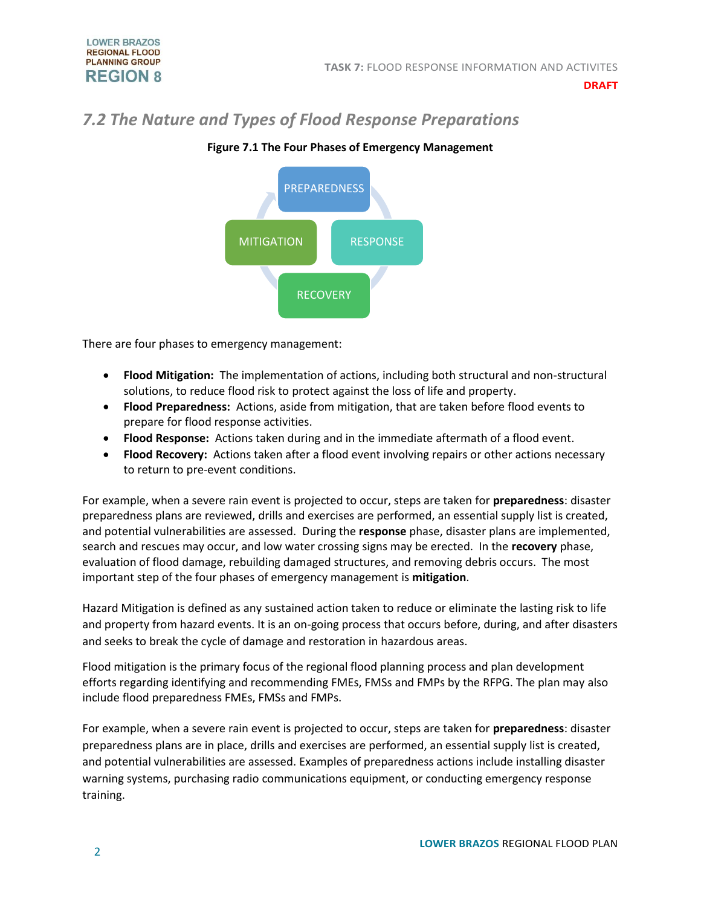## 7.2 The Nature and Types of Flood Response Preparations

**Figure 7.1 The Four Phases of Emergency Management**

There are four phases to emergency management:

- **Flood Mitigation:** The implementation of actions, including both structural and non-structural solutions, to reduce flood risk to protect against the loss of life and property.
- **Flood Preparedness:** Actions, aside from mitigation, that are taken before flood events to prepare for flood response activities.
- **Flood Response:** Actions taken during and in the immediate aftermath of a flood event.
- **Flood Recovery:** Actions taken after a flood event involving repairs or other actions necessary to return to pre-event conditions.

For example, when a severe rain event is projected to occur, steps are taken for **preparedness**: disaster preparedness plans are reviewed, drills and exercises are performed, an essential supply list is created, and potential vulnerabilities are assessed. During the **response** phase, disaster plans are implemented, search and rescues may occur, and low water crossing signs may be erected. In the **recovery** phase, evaluation of flood damage, rebuilding damaged structures, and removing debris occurs. The most important step of the four phases of emergency management is **mitigation**.

Hazard Mitigation is defined as any sustained action taken to reduce or eliminate the lasting risk to life and property from hazard events. It is an on-going process that occurs before, during, and after disasters and seeks to break the cycle of damage and restoration in hazardous areas.

Flood mitigation is the primary focus of the regional flood planning process and plan development efforts regarding identifying and recommending FMEs, FMSs and FMPs by the RFPG. The plan may also include flood preparedness FMEs, FMSs and FMPs.

For example, when a severe rain event is projected to occur, steps are taken for **preparedness**: disaster preparedness plans are in place, drills and exercises are performed, an essential supply list is created, and potential vulnerabilities are assessed. Examples of preparedness actions include installing disaster warning systems, purchasing radio communications equipment, or conducting emergency response training.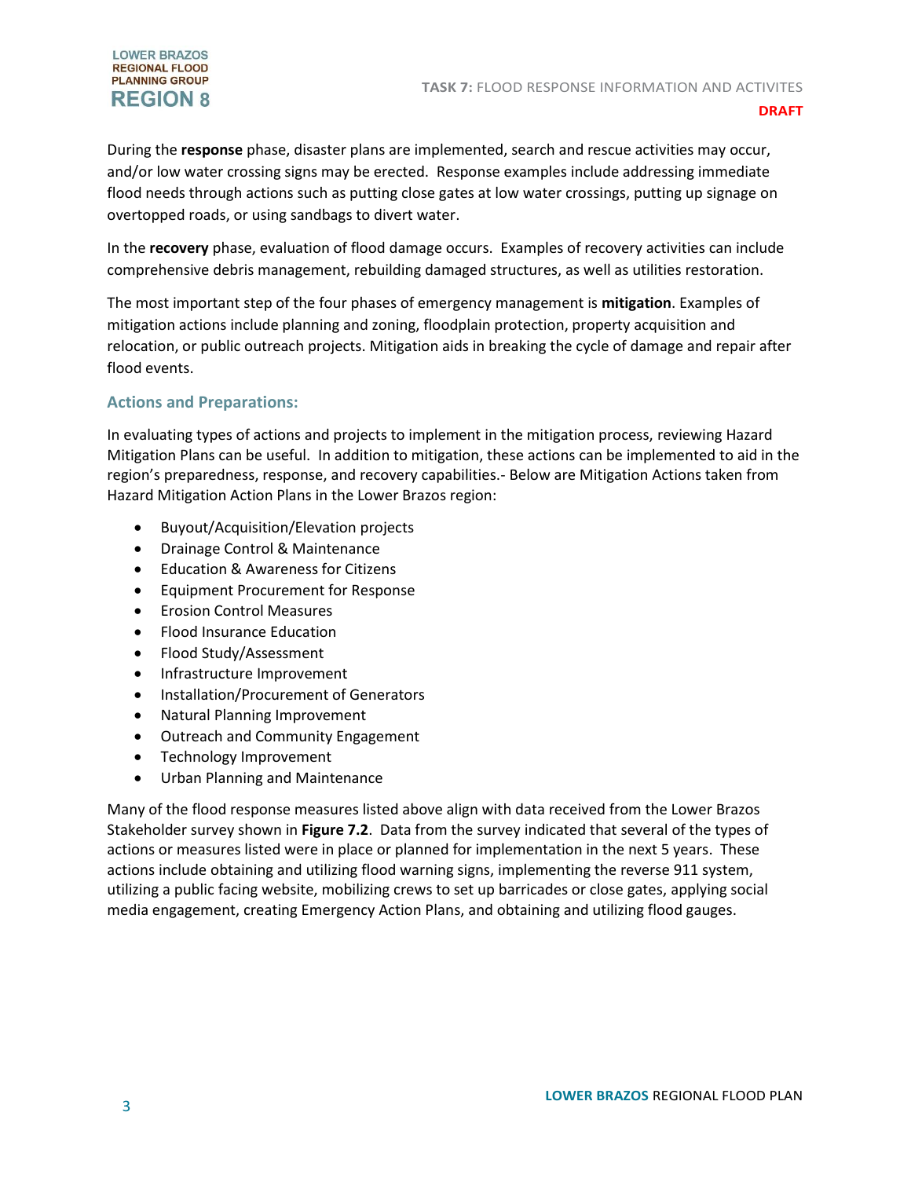During the **response** phase, disaster plans are implemented, search and rescue activities may occur, and/or low water crossing signs may be erected. Response examples include addressing immediate flood needs through actions such as putting close gates at low water crossings, putting up signage on overtopped roads, or using sandbags to divert water.

In the **recovery** phase, evaluation of flood damage occurs. Examples of recovery activities can include comprehensive debris management, rebuilding damaged structures, as well as utilities restoration.

The most important step of the four phases of emergency management is **mitigation**. Examples of mitigation actions include planning and zoning, floodplain protection, property acquisition and relocation, or public outreach projects. Mitigation aids in breaking the cycle of damage and repair after flood events.

### Actions and Preparations:

In evaluating types of actions and projects to implement in the mitigation process, reviewing Hazard Mitigation Plans can be useful. In addition to mitigation, these actions can be implemented to aid in the region's preparedness, response, and recovery capabilities.- Below are Mitigation Actions taken from Hazard Mitigation Action Plans in the Lower Brazos region:

- Buyout/Acquisition/Elevation projects
- Drainage Control & Maintenance
- Education & Awareness for Citizens
- Equipment Procurement for Response
- Erosion Control Measures
- Flood Insurance Education
- Flood Study/Assessment
- Infrastructure Improvement
- Installation/Procurement of Generators
- Natural Planning Improvement
- Outreach and Community Engagement
- Technology Improvement
- Urban Planning and Maintenance

Many of the flood response measures listed above align with data received from the Lower Brazos Stakeholder survey shown in **Figure 7.2**. Data from the survey indicated that several of the types of actions or measures listed were in place or planned for implementation in the next 5 years. These actions include obtaining and utilizing flood warning signs, implementing the reverse 911 system, utilizing a public facing website, mobilizing crews to set up barricades or close gates, applying social media engagement, creating Emergency Action Plans, and obtaining and utilizing flood gauges.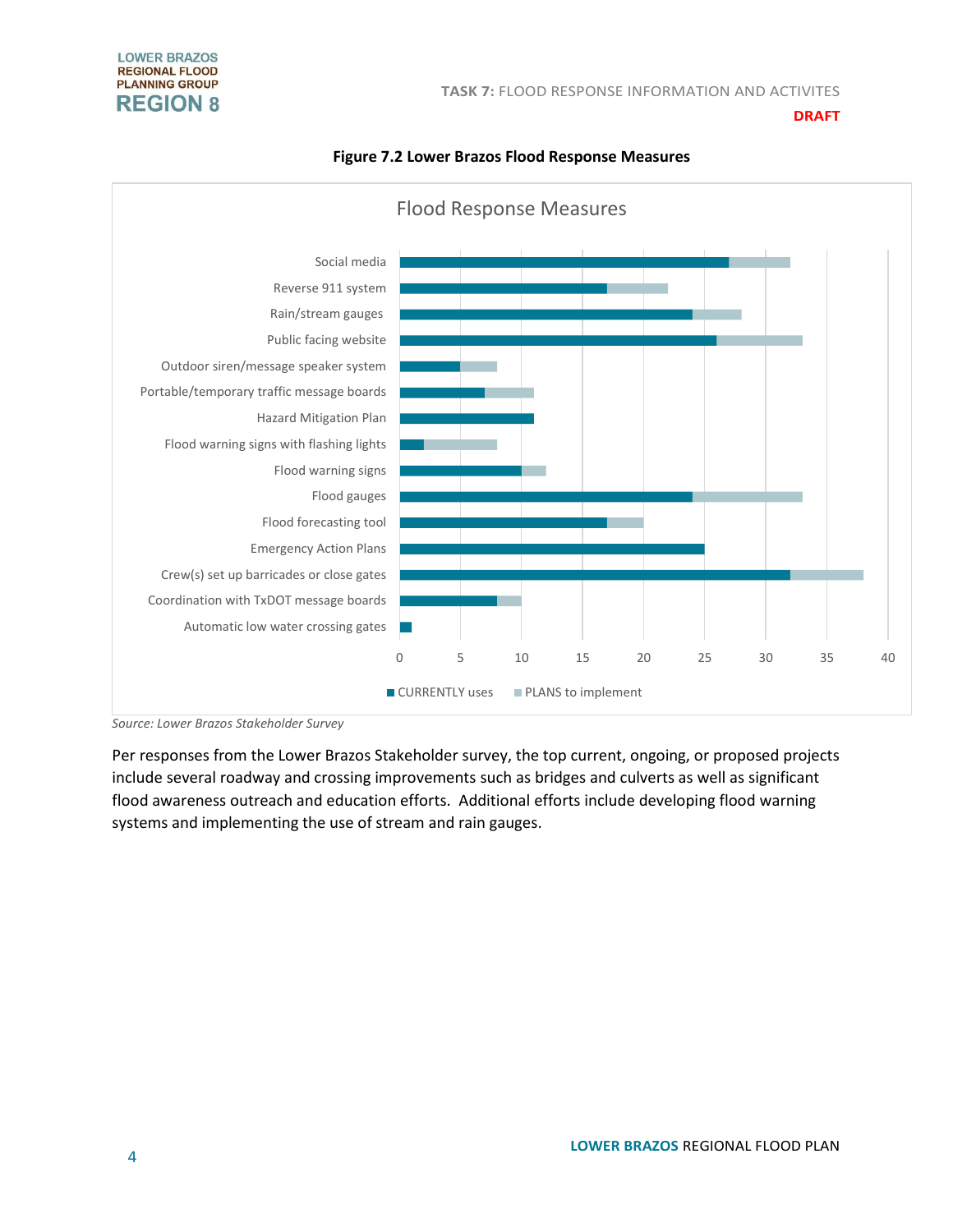**Figure 7.2 Lower Brazos Flood Response Measures**

*Source: Lower Brazos Stakeholder Survey*

Per responses from the Lower Brazos Stakeholder survey, the top current, ongoing, or proposed projects include several roadway and crossing improvements such as bridges and culverts as well as significant flood awareness outreach and education efforts. Additional efforts include developing flood warning systems and implementing the use of stream and rain gauges.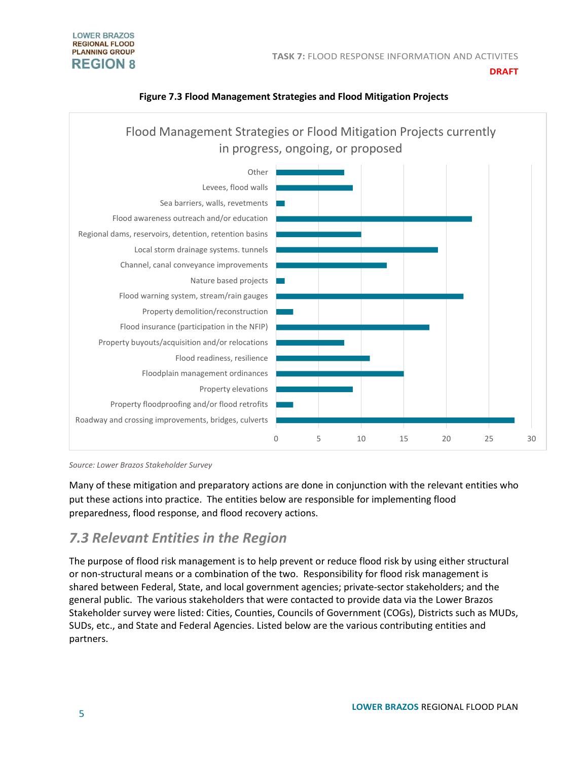**Figure 7.3 Flood Management Strategies and Flood Mitigation Projects**

Flood Management Strategies or Flood Mitigation Projects currently in progress, ongoing, or proposed

| Strategy / Project | Count |
|---|---|
| Other | 8 |
| Levees, flood walls | 9 |
| Sea barriers, walls, revetments | 1 |
| Flood awareness outreach and/or education | 23 |
| Regional dams, reservoirs, detention, retention basins | 10 |
| Local storm drainage systems. tunnels | 19 |
| Channel, canal conveyance improvements | 13 |
| Nature based projects | 1 |
| Flood warning system, stream/rain gauges | 22 |
| Property demolition/reconstruction | 2 |
| Flood insurance (participation in the NFIP) | 18 |
| Property buyouts/acquisition and/or relocations | 8 |
| Flood readiness, resilience | 11 |
| Floodplain management ordinances | 15 |
| Property elevations | 9 |
| Property floodproofing and/or flood retrofits | 2 |
| Roadway and crossing improvements, bridges, culverts | 28 |

*Source: Lower Brazos Stakeholder Survey*

Many of these mitigation and preparatory actions are done in conjunction with the relevant entities who put these actions into practice. The entities below are responsible for implementing flood preparedness, flood response, and flood recovery actions.

## *7.3 Relevant Entities in the Region*

The purpose of flood risk management is to help prevent or reduce flood risk by using either structural or non-structural means or a combination of the two. Responsibility for flood risk management is shared between Federal, State, and local government agencies; private-sector stakeholders; and the general public. The various stakeholders that were contacted to provide data via the Lower Brazos Stakeholder survey were listed: Cities, Counties, Councils of Government (COGs), Districts such as MUDs, SUDs, etc., and State and Federal Agencies. Listed below are the various contributing entities and partners.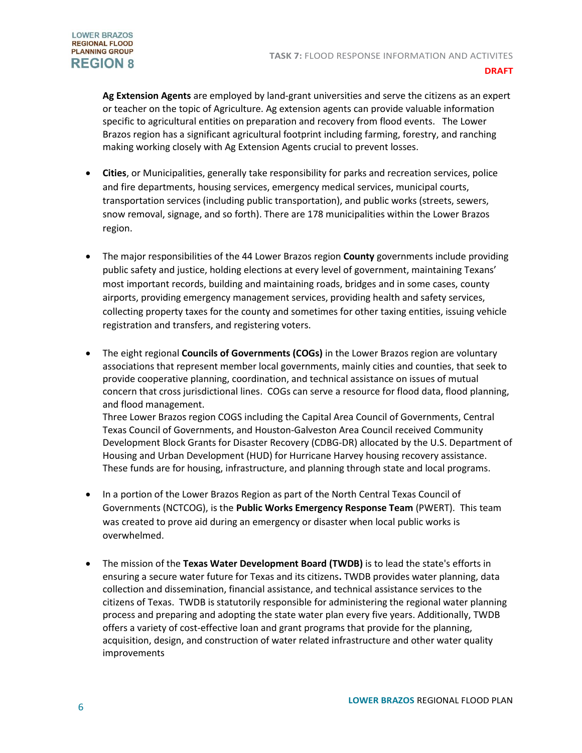**Ag Extension Agents** are employed by land-grant universities and serve the citizens as an expert or teacher on the topic of Agriculture. Ag extension agents can provide valuable information specific to agricultural entities on preparation and recovery from flood events. The Lower Brazos region has a significant agricultural footprint including farming, forestry, and ranching making working closely with Ag Extension Agents crucial to prevent losses.

- **Cities**, or Municipalities, generally take responsibility for parks and recreation services, police and fire departments, housing services, emergency medical services, municipal courts, transportation services (including public transportation), and public works (streets, sewers, snow removal, signage, and so forth). There are 178 municipalities within the Lower Brazos region.

- The major responsibilities of the 44 Lower Brazos region **County** governments include providing public safety and justice, holding elections at every level of government, maintaining Texans' most important records, building and maintaining roads, bridges and in some cases, county airports, providing emergency management services, providing health and safety services, collecting property taxes for the county and sometimes for other taxing entities, issuing vehicle registration and transfers, and registering voters.

- The eight regional **Councils of Governments (COGs)** in the Lower Brazos region are voluntary associations that represent member local governments, mainly cities and counties, that seek to provide cooperative planning, coordination, and technical assistance on issues of mutual concern that cross jurisdictional lines. COGs can serve a resource for flood data, flood planning, and flood management.
  Three Lower Brazos region COGS including the Capital Area Council of Governments, Central Texas Council of Governments, and Houston-Galveston Area Council received Community Development Block Grants for Disaster Recovery (CDBG-DR) allocated by the U.S. Department of Housing and Urban Development (HUD) for Hurricane Harvey housing recovery assistance. These funds are for housing, infrastructure, and planning through state and local programs.

- In a portion of the Lower Brazos Region as part of the North Central Texas Council of Governments (NCTCOG), is the **Public Works Emergency Response Team** (PWERT). This team was created to prove aid during an emergency or disaster when local public works is overwhelmed.

- The mission of the **Texas Water Development Board (TWDB)** is to lead the state's efforts in ensuring a secure water future for Texas and its citizens**.** TWDB provides water planning, data collection and dissemination, financial assistance, and technical assistance services to the citizens of Texas. TWDB is statutorily responsible for administering the regional water planning process and preparing and adopting the state water plan every five years. Additionally, TWDB offers a variety of cost-effective loan and grant programs that provide for the planning, acquisition, design, and construction of water related infrastructure and other water quality improvements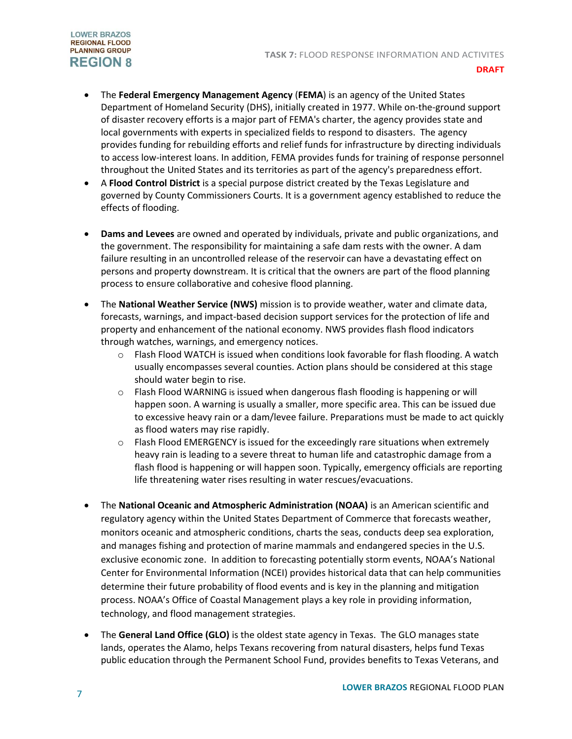- The **Federal Emergency Management Agency** (**FEMA**) is an agency of the United States Department of Homeland Security (DHS), initially created in 1977. While on-the-ground support of disaster recovery efforts is a major part of FEMA's charter, the agency provides state and local governments with experts in specialized fields to respond to disasters. The agency provides funding for rebuilding efforts and relief funds for infrastructure by directing individuals to access low-interest loans. In addition, FEMA provides funds for training of response personnel throughout the United States and its territories as part of the agency's preparedness effort.
- A **Flood Control District** is a special purpose district created by the Texas Legislature and governed by County Commissioners Courts. It is a government agency established to reduce the effects of flooding.
- **Dams and Levees** are owned and operated by individuals, private and public organizations, and the government. The responsibility for maintaining a safe dam rests with the owner. A dam failure resulting in an uncontrolled release of the reservoir can have a devastating effect on persons and property downstream. It is critical that the owners are part of the flood planning process to ensure collaborative and cohesive flood planning.
- The **National Weather Service (NWS)** mission is to provide weather, water and climate data, forecasts, warnings, and impact-based decision support services for the protection of life and property and enhancement of the national economy. NWS provides flash flood indicators through watches, warnings, and emergency notices.
  - Flash Flood WATCH is issued when conditions look favorable for flash flooding. A watch usually encompasses several counties. Action plans should be considered at this stage should water begin to rise.
  - Flash Flood WARNING is issued when dangerous flash flooding is happening or will happen soon. A warning is usually a smaller, more specific area. This can be issued due to excessive heavy rain or a dam/levee failure. Preparations must be made to act quickly as flood waters may rise rapidly.
  - Flash Flood EMERGENCY is issued for the exceedingly rare situations when extremely heavy rain is leading to a severe threat to human life and catastrophic damage from a flash flood is happening or will happen soon. Typically, emergency officials are reporting life threatening water rises resulting in water rescues/evacuations.
- The **National Oceanic and Atmospheric Administration (NOAA)** is an American scientific and regulatory agency within the United States Department of Commerce that forecasts weather, monitors oceanic and atmospheric conditions, charts the seas, conducts deep sea exploration, and manages fishing and protection of marine mammals and endangered species in the U.S. exclusive economic zone. In addition to forecasting potentially storm events, NOAA's National Center for Environmental Information (NCEI) provides historical data that can help communities determine their future probability of flood events and is key in the planning and mitigation process. NOAA's Office of Coastal Management plays a key role in providing information, technology, and flood management strategies.
- The **General Land Office (GLO)** is the oldest state agency in Texas. The GLO manages state lands, operates the Alamo, helps Texans recovering from natural disasters, helps fund Texas public education through the Permanent School Fund, provides benefits to Texas Veterans, and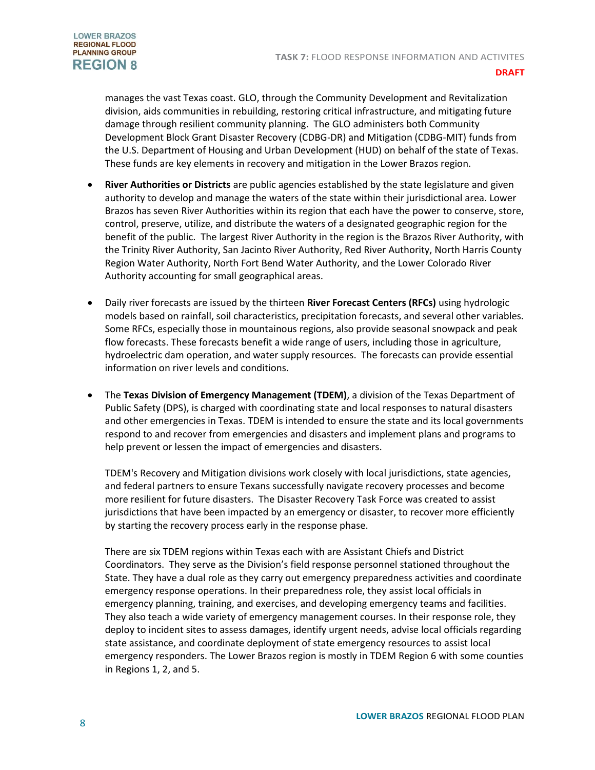manages the vast Texas coast. GLO, through the Community Development and Revitalization division, aids communities in rebuilding, restoring critical infrastructure, and mitigating future damage through resilient community planning. The GLO administers both Community Development Block Grant Disaster Recovery (CDBG-DR) and Mitigation (CDBG-MIT) funds from the U.S. Department of Housing and Urban Development (HUD) on behalf of the state of Texas. These funds are key elements in recovery and mitigation in the Lower Brazos region.

- **River Authorities or Districts** are public agencies established by the state legislature and given authority to develop and manage the waters of the state within their jurisdictional area. Lower Brazos has seven River Authorities within its region that each have the power to conserve, store, control, preserve, utilize, and distribute the waters of a designated geographic region for the benefit of the public. The largest River Authority in the region is the Brazos River Authority, with the Trinity River Authority, San Jacinto River Authority, Red River Authority, North Harris County Region Water Authority, North Fort Bend Water Authority, and the Lower Colorado River Authority accounting for small geographical areas.

- Daily river forecasts are issued by the thirteen **River Forecast Centers (RFCs)** using hydrologic models based on rainfall, soil characteristics, precipitation forecasts, and several other variables. Some RFCs, especially those in mountainous regions, also provide seasonal snowpack and peak flow forecasts. These forecasts benefit a wide range of users, including those in agriculture, hydroelectric dam operation, and water supply resources. The forecasts can provide essential information on river levels and conditions.

- The **Texas Division of Emergency Management (TDEM)**, a division of the Texas Department of Public Safety (DPS), is charged with coordinating state and local responses to natural disasters and other emergencies in Texas. TDEM is intended to ensure the state and its local governments respond to and recover from emergencies and disasters and implement plans and programs to help prevent or lessen the impact of emergencies and disasters.

  TDEM's Recovery and Mitigation divisions work closely with local jurisdictions, state agencies, and federal partners to ensure Texans successfully navigate recovery processes and become more resilient for future disasters. The Disaster Recovery Task Force was created to assist jurisdictions that have been impacted by an emergency or disaster, to recover more efficiently by starting the recovery process early in the response phase.

  There are six TDEM regions within Texas each with are Assistant Chiefs and District Coordinators. They serve as the Division's field response personnel stationed throughout the State. They have a dual role as they carry out emergency preparedness activities and coordinate emergency response operations. In their preparedness role, they assist local officials in emergency planning, training, and exercises, and developing emergency teams and facilities. They also teach a wide variety of emergency management courses. In their response role, they deploy to incident sites to assess damages, identify urgent needs, advise local officials regarding state assistance, and coordinate deployment of state emergency resources to assist local emergency responders. The Lower Brazos region is mostly in TDEM Region 6 with some counties in Regions 1, 2, and 5.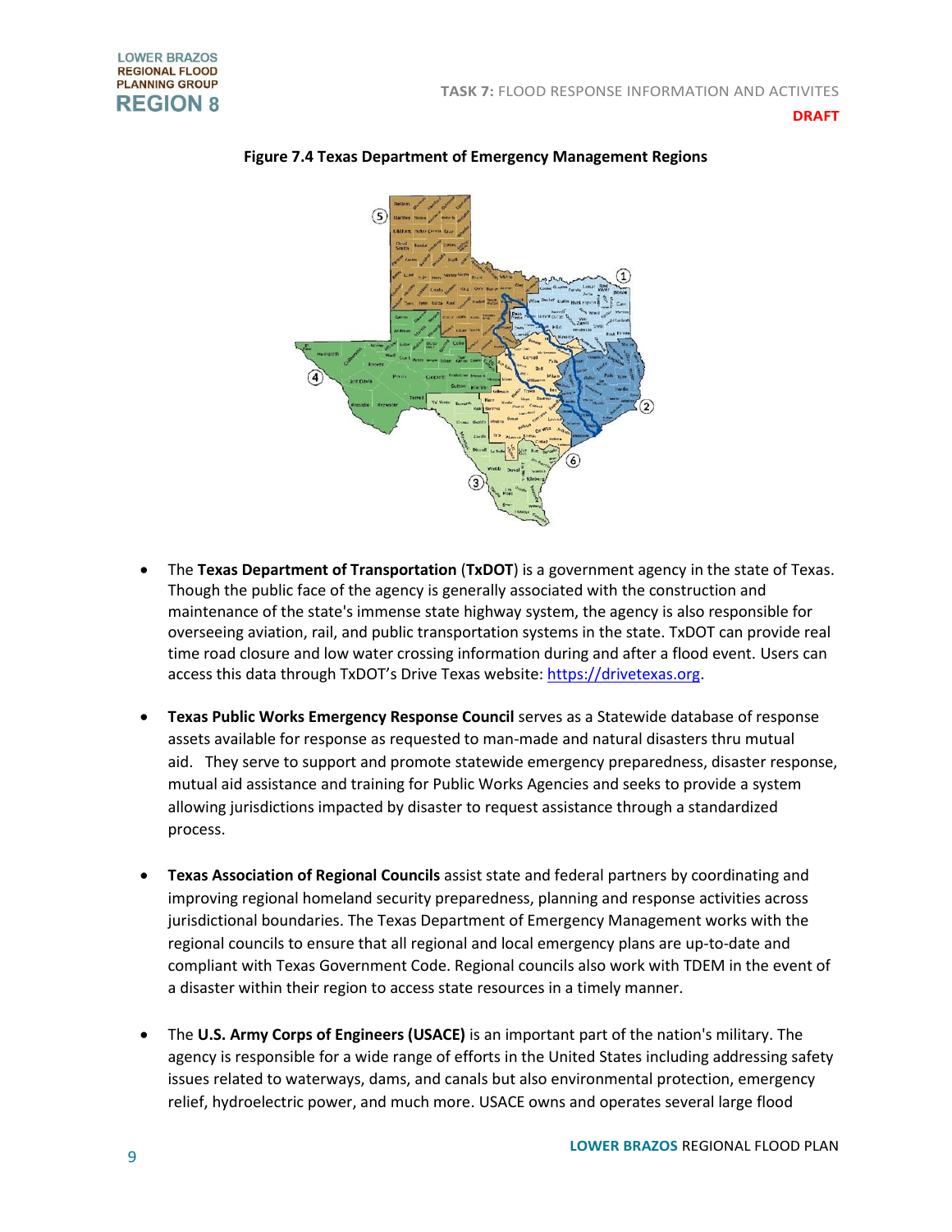**Figure 7.4 Texas Department of Emergency Management Regions**

- The **Texas Department of Transportation** (**TxDOT**) is a government agency in the state of Texas. Though the public face of the agency is generally associated with the construction and maintenance of the state's immense state highway system, the agency is also responsible for overseeing aviation, rail, and public transportation systems in the state. TxDOT can provide real time road closure and low water crossing information during and after a flood event. Users can access this data through TxDOT's Drive Texas website: [https://drivetexas.org](https://drivetexas.org).

- **Texas Public Works Emergency Response Council** serves as a Statewide database of response assets available for response as requested to man-made and natural disasters thru mutual aid. They serve to support and promote statewide emergency preparedness, disaster response, mutual aid assistance and training for Public Works Agencies and seeks to provide a system allowing jurisdictions impacted by disaster to request assistance through a standardized process.

- **Texas Association of Regional Councils** assist state and federal partners by coordinating and improving regional homeland security preparedness, planning and response activities across jurisdictional boundaries. The Texas Department of Emergency Management works with the regional councils to ensure that all regional and local emergency plans are up-to-date and compliant with Texas Government Code. Regional councils also work with TDEM in the event of a disaster within their region to access state resources in a timely manner.

- The **U.S. Army Corps of Engineers (USACE)** is an important part of the nation's military. The agency is responsible for a wide range of efforts in the United States including addressing safety issues related to waterways, dams, and canals but also environmental protection, emergency relief, hydroelectric power, and much more. USACE owns and operates several large flood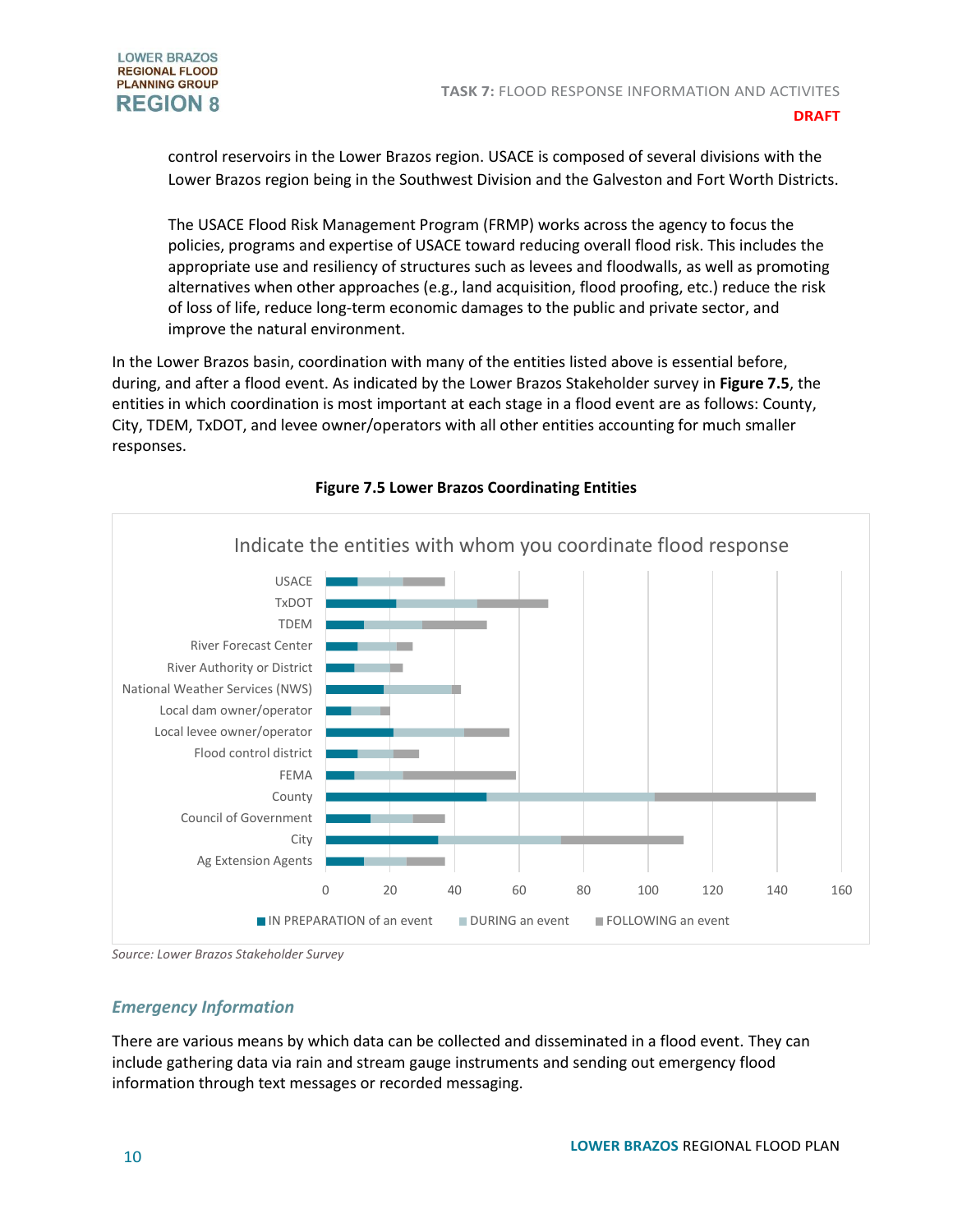control reservoirs in the Lower Brazos region. USACE is composed of several divisions with the Lower Brazos region being in the Southwest Division and the Galveston and Fort Worth Districts.

The USACE Flood Risk Management Program (FRMP) works across the agency to focus the policies, programs and expertise of USACE toward reducing overall flood risk. This includes the appropriate use and resiliency of structures such as levees and floodwalls, as well as promoting alternatives when other approaches (e.g., land acquisition, flood proofing, etc.) reduce the risk of loss of life, reduce long-term economic damages to the public and private sector, and improve the natural environment.

In the Lower Brazos basin, coordination with many of the entities listed above is essential before, during, and after a flood event. As indicated by the Lower Brazos Stakeholder survey in **Figure 7.5**, the entities in which coordination is most important at each stage in a flood event are as follows: County, City, TDEM, TxDOT, and levee owner/operators with all other entities accounting for much smaller responses.

**Figure 7.5 Lower Brazos Coordinating Entities**

Indicate the entities with whom you coordinate flood response

| Entity | IN PREPARATION of an event | DURING an event | FOLLOWING an event |
|---|---|---|---|
| USACE | 10 | 14 | 13 |
| TxDOT | 22 | 25 | 22 |
| TDEM | 12 | 18 | 20 |
| River Forecast Center | 10 | 12 | 5 |
| River Authority or District | 9 | 11 | 4 |
| National Weather Services (NWS) | 18 | 21 | 3 |
| Local dam owner/operator | 8 | 9 | 3 |
| Local levee owner/operator | 21 | 22 | 14 |
| Flood control district | 10 | 11 | 8 |
| FEMA | 9 | 15 | 35 |
| County | 50 | 52 | 50 |
| Council of Government | 14 | 13 | 10 |
| City | 35 | 38 | 38 |
| Ag Extension Agents | 12 | 13 | 12 |

*Source: Lower Brazos Stakeholder Survey*

### *Emergency Information*

There are various means by which data can be collected and disseminated in a flood event. They can include gathering data via rain and stream gauge instruments and sending out emergency flood information through text messages or recorded messaging.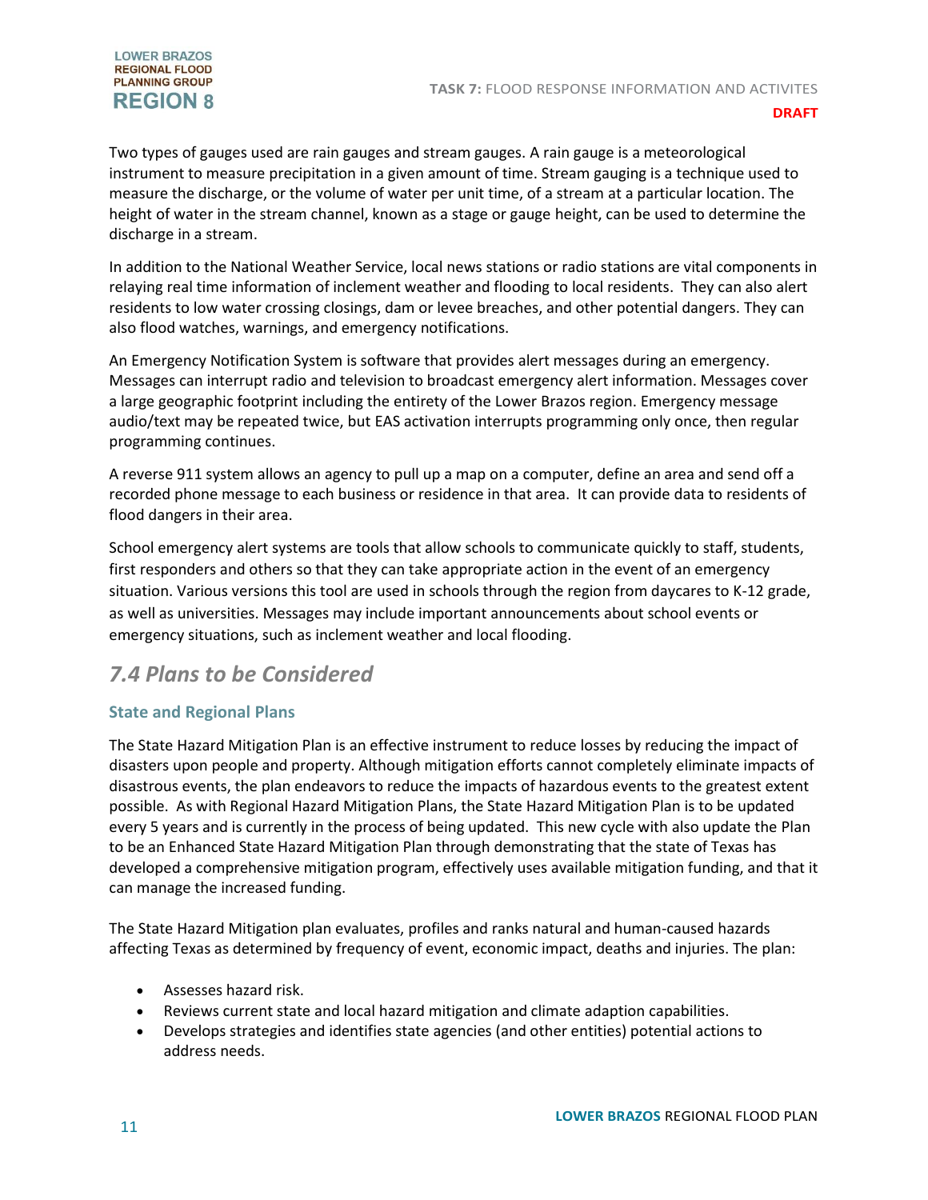Two types of gauges used are rain gauges and stream gauges. A rain gauge is a meteorological instrument to measure precipitation in a given amount of time. Stream gauging is a technique used to measure the discharge, or the volume of water per unit time, of a stream at a particular location. The height of water in the stream channel, known as a stage or gauge height, can be used to determine the discharge in a stream.

In addition to the National Weather Service, local news stations or radio stations are vital components in relaying real time information of inclement weather and flooding to local residents. They can also alert residents to low water crossing closings, dam or levee breaches, and other potential dangers. They can also flood watches, warnings, and emergency notifications.

An Emergency Notification System is software that provides alert messages during an emergency. Messages can interrupt radio and television to broadcast emergency alert information. Messages cover a large geographic footprint including the entirety of the Lower Brazos region. Emergency message audio/text may be repeated twice, but EAS activation interrupts programming only once, then regular programming continues.

A reverse 911 system allows an agency to pull up a map on a computer, define an area and send off a recorded phone message to each business or residence in that area. It can provide data to residents of flood dangers in their area.

School emergency alert systems are tools that allow schools to communicate quickly to staff, students, first responders and others so that they can take appropriate action in the event of an emergency situation. Various versions this tool are used in schools through the region from daycares to K-12 grade, as well as universities. Messages may include important announcements about school events or emergency situations, such as inclement weather and local flooding.

## *7.4 Plans to be Considered*

### State and Regional Plans

The State Hazard Mitigation Plan is an effective instrument to reduce losses by reducing the impact of disasters upon people and property. Although mitigation efforts cannot completely eliminate impacts of disastrous events, the plan endeavors to reduce the impacts of hazardous events to the greatest extent possible. As with Regional Hazard Mitigation Plans, the State Hazard Mitigation Plan is to be updated every 5 years and is currently in the process of being updated. This new cycle with also update the Plan to be an Enhanced State Hazard Mitigation Plan through demonstrating that the state of Texas has developed a comprehensive mitigation program, effectively uses available mitigation funding, and that it can manage the increased funding.

The State Hazard Mitigation plan evaluates, profiles and ranks natural and human-caused hazards affecting Texas as determined by frequency of event, economic impact, deaths and injuries. The plan:

- Assesses hazard risk.
- Reviews current state and local hazard mitigation and climate adaption capabilities.
- Develops strategies and identifies state agencies (and other entities) potential actions to address needs.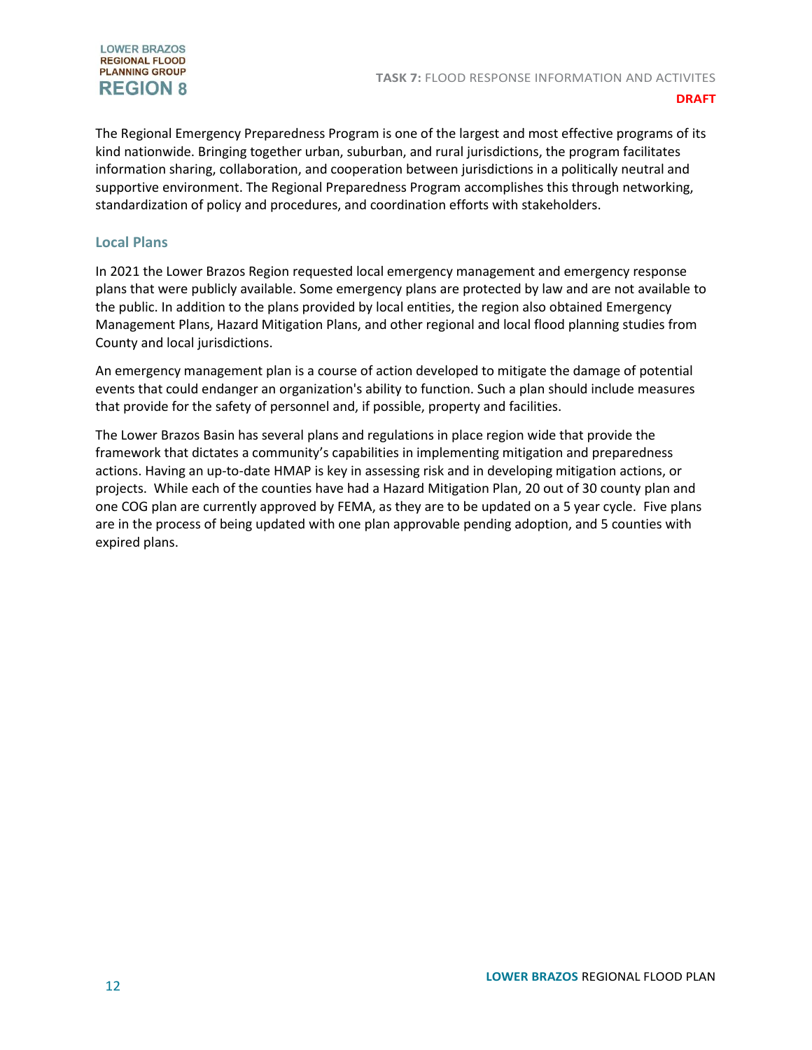The Regional Emergency Preparedness Program is one of the largest and most effective programs of its kind nationwide. Bringing together urban, suburban, and rural jurisdictions, the program facilitates information sharing, collaboration, and cooperation between jurisdictions in a politically neutral and supportive environment. The Regional Preparedness Program accomplishes this through networking, standardization of policy and procedures, and coordination efforts with stakeholders.

## Local Plans

In 2021 the Lower Brazos Region requested local emergency management and emergency response plans that were publicly available. Some emergency plans are protected by law and are not available to the public. In addition to the plans provided by local entities, the region also obtained Emergency Management Plans, Hazard Mitigation Plans, and other regional and local flood planning studies from County and local jurisdictions.

An emergency management plan is a course of action developed to mitigate the damage of potential events that could endanger an organization's ability to function. Such a plan should include measures that provide for the safety of personnel and, if possible, property and facilities.

The Lower Brazos Basin has several plans and regulations in place region wide that provide the framework that dictates a community's capabilities in implementing mitigation and preparedness actions. Having an up-to-date HMAP is key in assessing risk and in developing mitigation actions, or projects. While each of the counties have had a Hazard Mitigation Plan, 20 out of 30 county plan and one COG plan are currently approved by FEMA, as they are to be updated on a 5 year cycle. Five plans are in the process of being updated with one plan approvable pending adoption, and 5 counties with expired plans.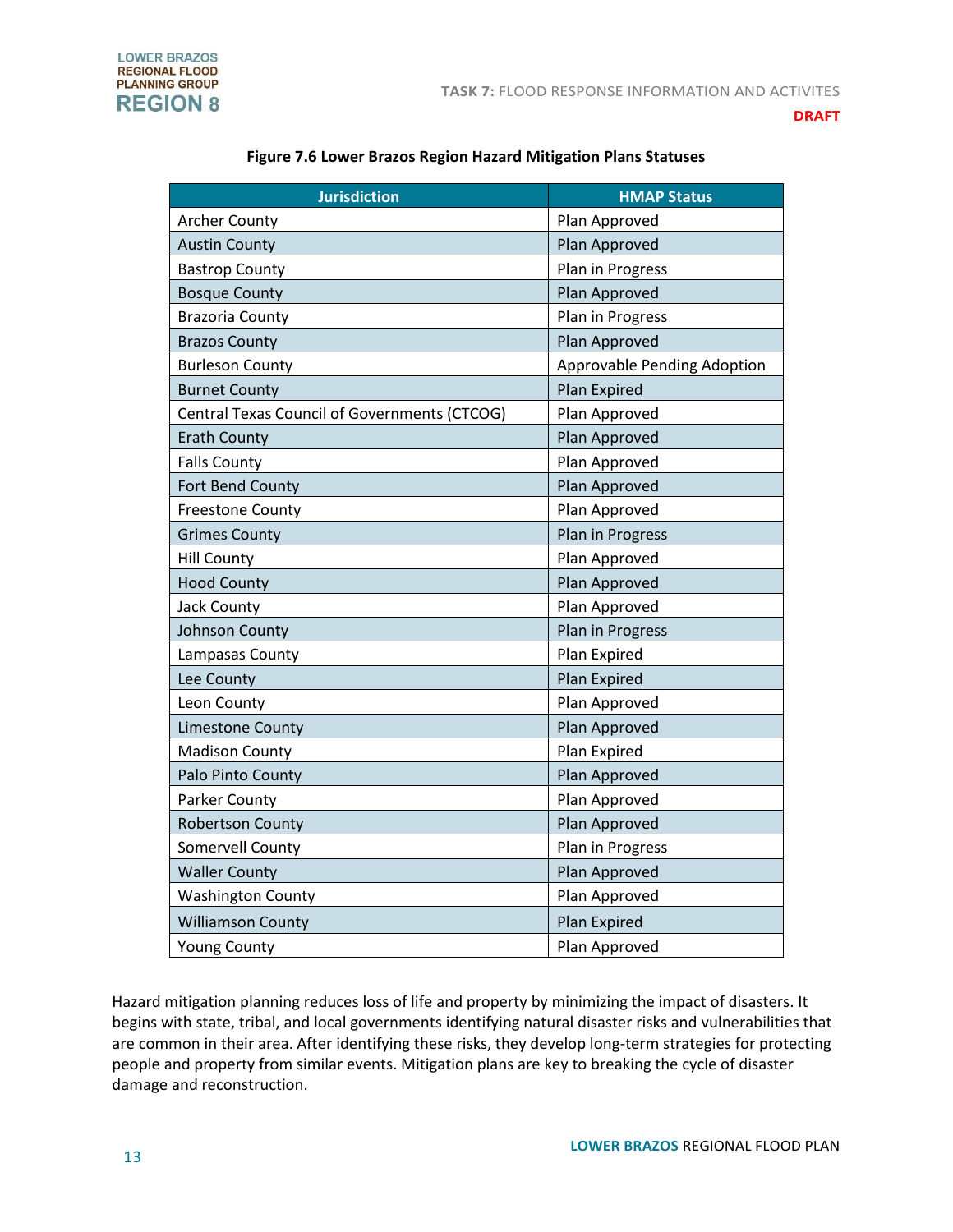**Figure 7.6 Lower Brazos Region Hazard Mitigation Plans Statuses**

| Jurisdiction | HMAP Status |
|---|---|
| Archer County | Plan Approved |
| Austin County | Plan Approved |
| Bastrop County | Plan in Progress |
| Bosque County | Plan Approved |
| Brazoria County | Plan in Progress |
| Brazos County | Plan Approved |
| Burleson County | Approvable Pending Adoption |
| Burnet County | Plan Expired |
| Central Texas Council of Governments (CTCOG) | Plan Approved |
| Erath County | Plan Approved |
| Falls County | Plan Approved |
| Fort Bend County | Plan Approved |
| Freestone County | Plan Approved |
| Grimes County | Plan in Progress |
| Hill County | Plan Approved |
| Hood County | Plan Approved |
| Jack County | Plan Approved |
| Johnson County | Plan in Progress |
| Lampasas County | Plan Expired |
| Lee County | Plan Expired |
| Leon County | Plan Approved |
| Limestone County | Plan Approved |
| Madison County | Plan Expired |
| Palo Pinto County | Plan Approved |
| Parker County | Plan Approved |
| Robertson County | Plan Approved |
| Somervell County | Plan in Progress |
| Waller County | Plan Approved |
| Washington County | Plan Approved |
| Williamson County | Plan Expired |
| Young County | Plan Approved |

Hazard mitigation planning reduces loss of life and property by minimizing the impact of disasters. It begins with state, tribal, and local governments identifying natural disaster risks and vulnerabilities that are common in their area. After identifying these risks, they develop long-term strategies for protecting people and property from similar events. Mitigation plans are key to breaking the cycle of disaster damage and reconstruction.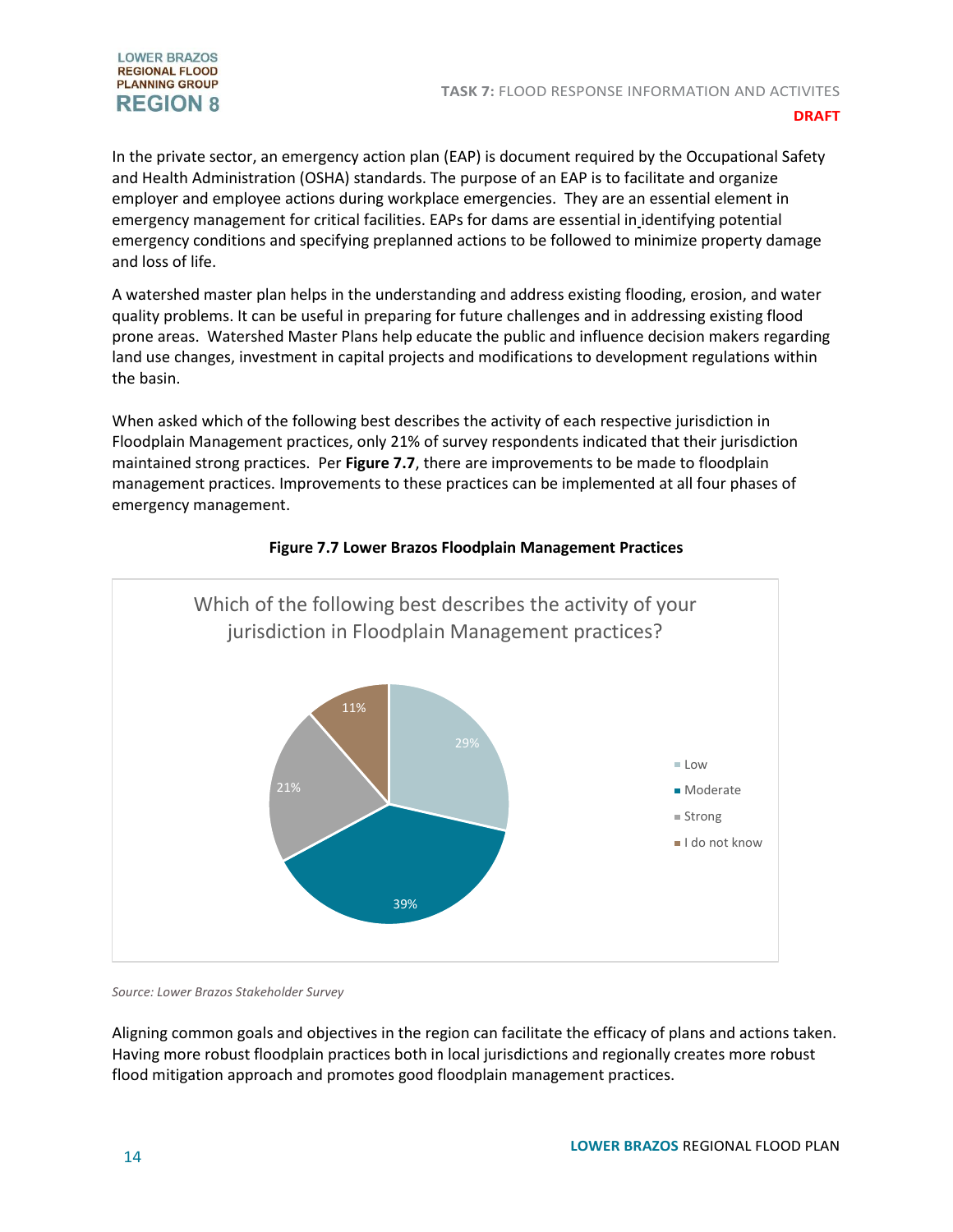In the private sector, an emergency action plan (EAP) is document required by the Occupational Safety and Health Administration (OSHA) standards. The purpose of an EAP is to facilitate and organize employer and employee actions during workplace emergencies. They are an essential element in emergency management for critical facilities. EAPs for dams are essential in identifying potential emergency conditions and specifying preplanned actions to be followed to minimize property damage and loss of life.

A watershed master plan helps in the understanding and address existing flooding, erosion, and water quality problems. It can be useful in preparing for future challenges and in addressing existing flood prone areas. Watershed Master Plans help educate the public and influence decision makers regarding land use changes, investment in capital projects and modifications to development regulations within the basin.

When asked which of the following best describes the activity of each respective jurisdiction in Floodplain Management practices, only 21% of survey respondents indicated that their jurisdiction maintained strong practices. Per **Figure 7.7**, there are improvements to be made to floodplain management practices. Improvements to these practices can be implemented at all four phases of emergency management.

**Figure 7.7 Lower Brazos Floodplain Management Practices**

Which of the following best describes the activity of your jurisdiction in Floodplain Management practices?

| Response | Percentage |
|---|---|
| Low | 29% |
| Moderate | 39% |
| Strong | 21% |
| I do not know | 11% |

*Source: Lower Brazos Stakeholder Survey*

Aligning common goals and objectives in the region can facilitate the efficacy of plans and actions taken. Having more robust floodplain practices both in local jurisdictions and regionally creates more robust flood mitigation approach and promotes good floodplain management practices.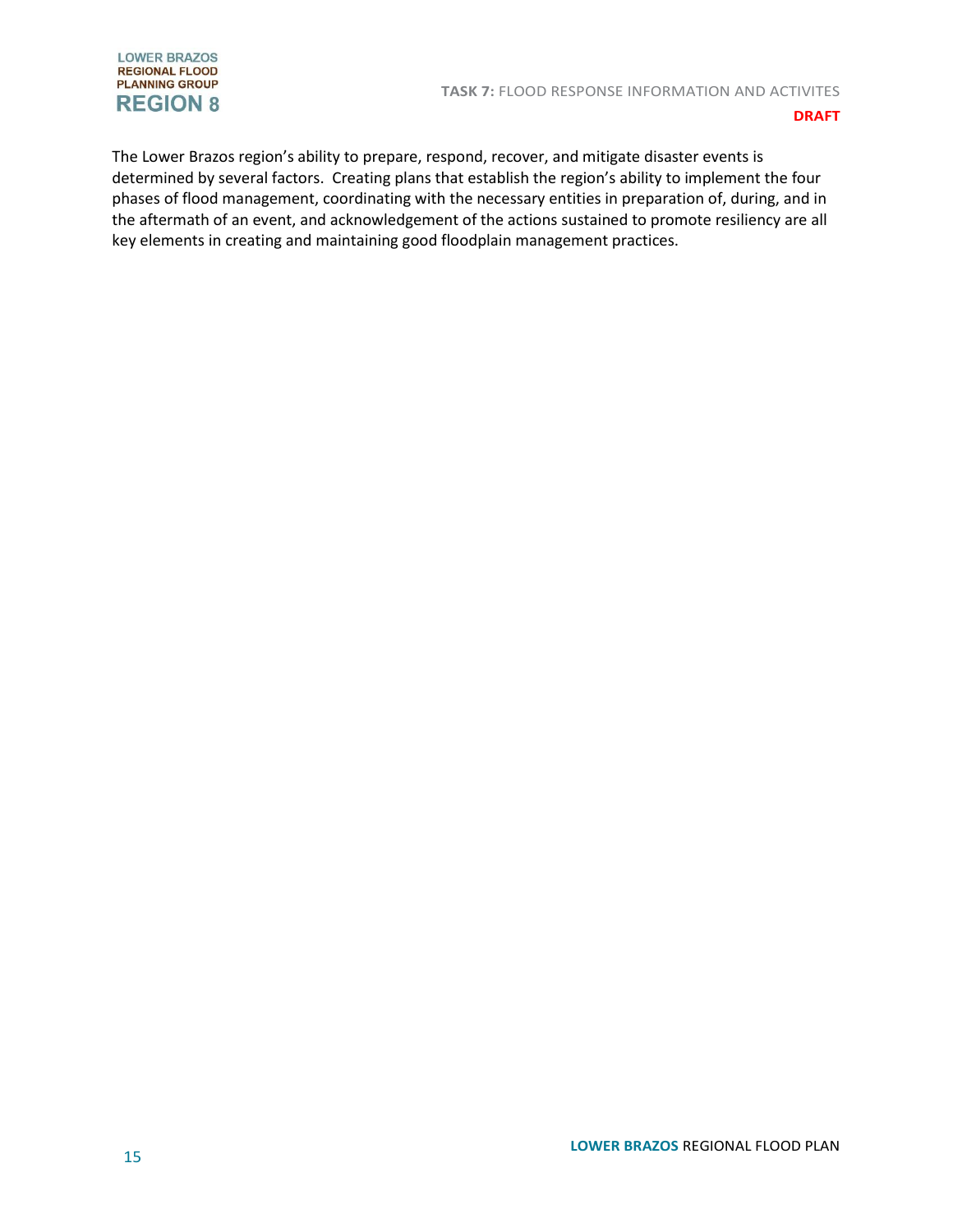The Lower Brazos region's ability to prepare, respond, recover, and mitigate disaster events is determined by several factors. Creating plans that establish the region's ability to implement the four phases of flood management, coordinating with the necessary entities in preparation of, during, and in the aftermath of an event, and acknowledgement of the actions sustained to promote resiliency are all key elements in creating and maintaining good floodplain management practices.